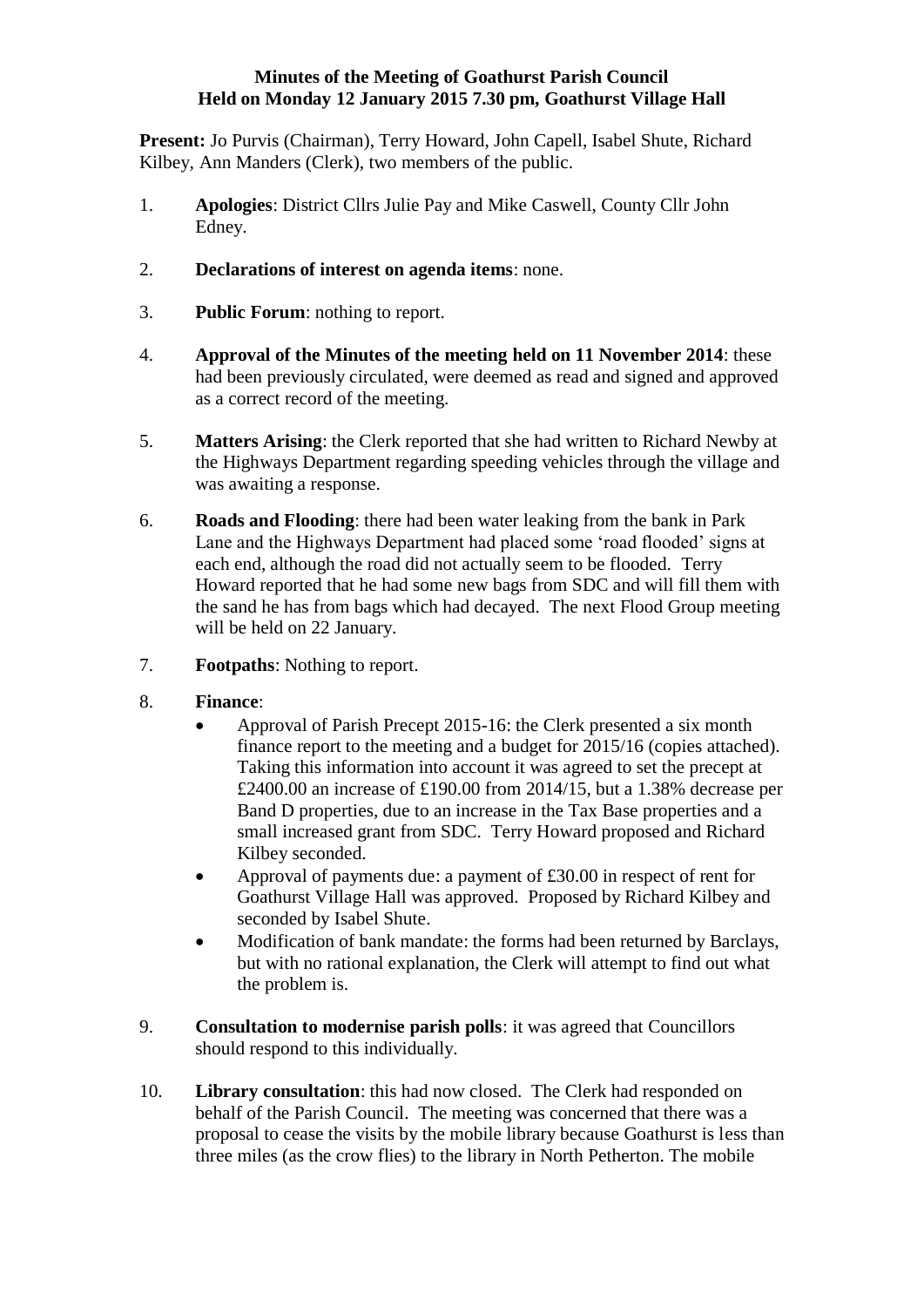**Minutes of the Meeting of Goathurst Parish Council**
**Held on Monday 12 January 2015 7.30 pm, Goathurst Village Hall**

**Present:** Jo Purvis (Chairman), Terry Howard, John Capell, Isabel Shute, Richard Kilbey, Ann Manders (Clerk), two members of the public.

1. **Apologies**: District Cllrs Julie Pay and Mike Caswell, County Cllr John Edney.

2. **Declarations of interest on agenda items**: none.

3. **Public Forum**: nothing to report.

4. **Approval of the Minutes of the meeting held on 11 November 2014**: these had been previously circulated, were deemed as read and signed and approved as a correct record of the meeting.

5. **Matters Arising**: the Clerk reported that she had written to Richard Newby at the Highways Department regarding speeding vehicles through the village and was awaiting a response.

6. **Roads and Flooding**: there had been water leaking from the bank in Park Lane and the Highways Department had placed some 'road flooded' signs at each end, although the road did not actually seem to be flooded. Terry Howard reported that he had some new bags from SDC and will fill them with the sand he has from bags which had decayed. The next Flood Group meeting will be held on 22 January.

7. **Footpaths**: Nothing to report.

8. **Finance**:
   - Approval of Parish Precept 2015-16: the Clerk presented a six month finance report to the meeting and a budget for 2015/16 (copies attached). Taking this information into account it was agreed to set the precept at £2400.00 an increase of £190.00 from 2014/15, but a 1.38% decrease per Band D properties, due to an increase in the Tax Base properties and a small increased grant from SDC. Terry Howard proposed and Richard Kilbey seconded.
   - Approval of payments due: a payment of £30.00 in respect of rent for Goathurst Village Hall was approved. Proposed by Richard Kilbey and seconded by Isabel Shute.
   - Modification of bank mandate: the forms had been returned by Barclays, but with no rational explanation, the Clerk will attempt to find out what the problem is.

9. **Consultation to modernise parish polls**: it was agreed that Councillors should respond to this individually.

10. **Library consultation**: this had now closed. The Clerk had responded on behalf of the Parish Council. The meeting was concerned that there was a proposal to cease the visits by the mobile library because Goathurst is less than three miles (as the crow flies) to the library in North Petherton. The mobile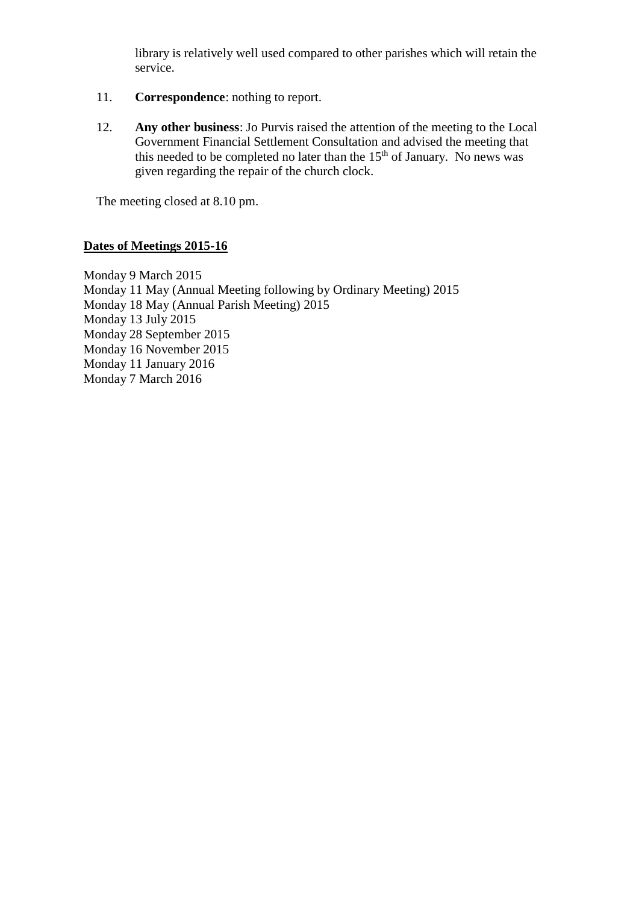library is relatively well used compared to other parishes which will retain the service.

11. **Correspondence**: nothing to report.

12. **Any other business**: Jo Purvis raised the attention of the meeting to the Local Government Financial Settlement Consultation and advised the meeting that this needed to be completed no later than the 15th of January. No news was given regarding the repair of the church clock.

The meeting closed at 8.10 pm.

**Dates of Meetings 2015-16**

Monday 9 March 2015
Monday 11 May (Annual Meeting following by Ordinary Meeting) 2015
Monday 18 May (Annual Parish Meeting) 2015
Monday 13 July 2015
Monday 28 September 2015
Monday 16 November 2015
Monday 11 January 2016
Monday 7 March 2016